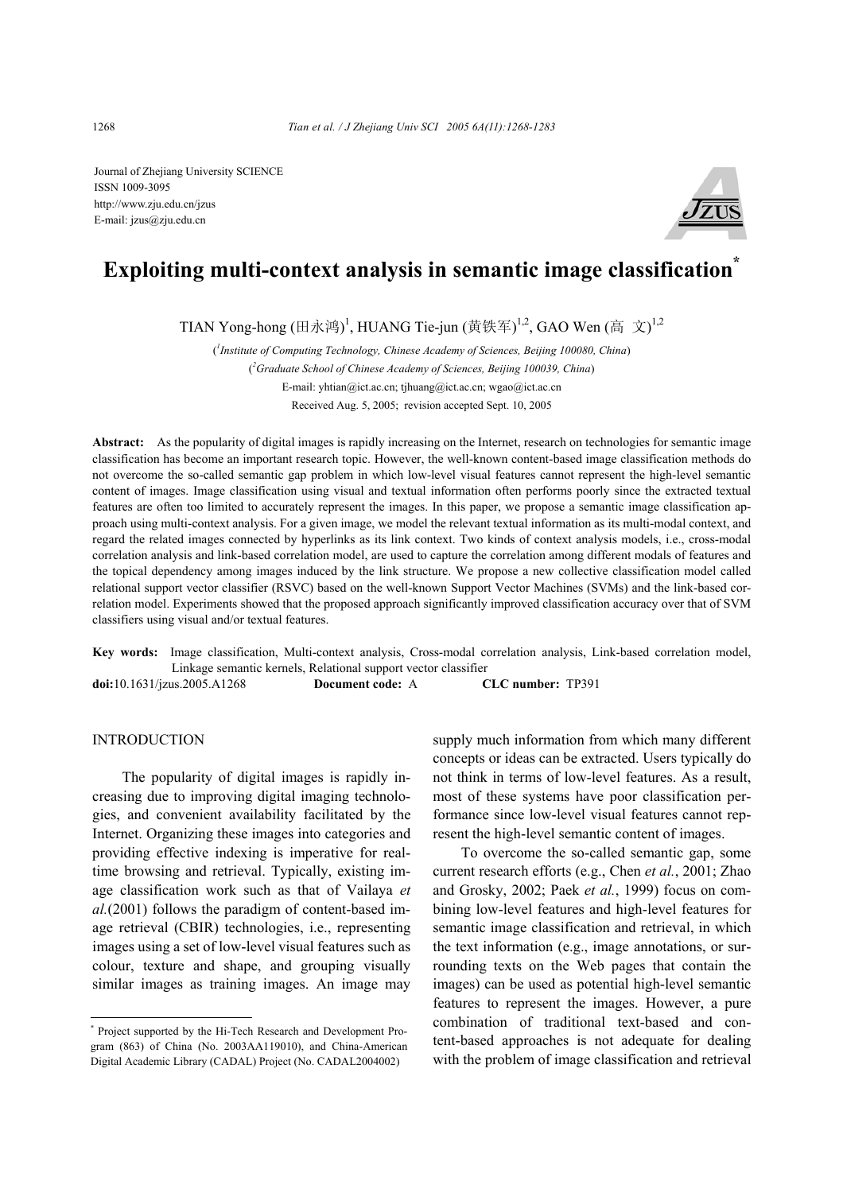Journal of Zhejiang University SCIENCE
ISSN 1009-3095
http://www.zju.edu.cn/jzus
E-mail: jzus@zju.edu.cn

# Exploiting multi-context analysis in semantic image classification*

TIAN Yong-hong (田永鸿)[1], HUANG Tie-jun (黄铁军)[1,2], GAO Wen (高 文)[1,2]

([1]*Institute of Computing Technology, Chinese Academy of Sciences, Beijing 100080, China*)

([2]*Graduate School of Chinese Academy of Sciences, Beijing 100039, China*)

E-mail: yhtian@ict.ac.cn; tjhuang@ict.ac.cn; wgao@ict.ac.cn

Received Aug. 5, 2005; revision accepted Sept. 10, 2005

**Abstract:** As the popularity of digital images is rapidly increasing on the Internet, research on technologies for semantic image classification has become an important research topic. However, the well-known content-based image classification methods do not overcome the so-called semantic gap problem in which low-level visual features cannot represent the high-level semantic content of images. Image classification using visual and textual information often performs poorly since the extracted textual features are often too limited to accurately represent the images. In this paper, we propose a semantic image classification approach using multi-context analysis. For a given image, we model the relevant textual information as its multi-modal context, and regard the related images connected by hyperlinks as its link context. Two kinds of context analysis models, i.e., cross-modal correlation analysis and link-based correlation model, are used to capture the correlation among different modals of features and the topical dependency among images induced by the link structure. We propose a new collective classification model called relational support vector classifier (RSVC) based on the well-known Support Vector Machines (SVMs) and the link-based correlation model. Experiments showed that the proposed approach significantly improved classification accuracy over that of SVM classifiers using visual and/or textual features.

**Key words:** Image classification, Multi-context analysis, Cross-modal correlation analysis, Link-based correlation model, Linkage semantic kernels, Relational support vector classifier

**doi:**10.1631/jzus.2005.A1268 **Document code:** A **CLC number:** TP391

## INTRODUCTION

The popularity of digital images is rapidly increasing due to improving digital imaging technologies, and convenient availability facilitated by the Internet. Organizing these images into categories and providing effective indexing is imperative for real-time browsing and retrieval. Typically, existing image classification work such as that of Vailaya *et al.*(2001) follows the paradigm of content-based image retrieval (CBIR) technologies, i.e., representing images using a set of low-level visual features such as colour, texture and shape, and grouping visually similar images as training images. An image may supply much information from which many different concepts or ideas can be extracted. Users typically do not think in terms of low-level features. As a result, most of these systems have poor classification performance since low-level visual features cannot represent the high-level semantic content of images.

To overcome the so-called semantic gap, some current research efforts (e.g., Chen *et al.*, 2001; Zhao and Grosky, 2002; Paek *et al.*, 1999) focus on combining low-level features and high-level features for semantic image classification and retrieval, in which the text information (e.g., image annotations, or surrounding texts on the Web pages that contain the images) can be used as potential high-level semantic features to represent the images. However, a pure combination of traditional text-based and content-based approaches is not adequate for dealing with the problem of image classification and retrieval

---

\* Project supported by the Hi-Tech Research and Development Program (863) of China (No. 2003AA119010), and China-American Digital Academic Library (CADAL) Project (No. CADAL2004002)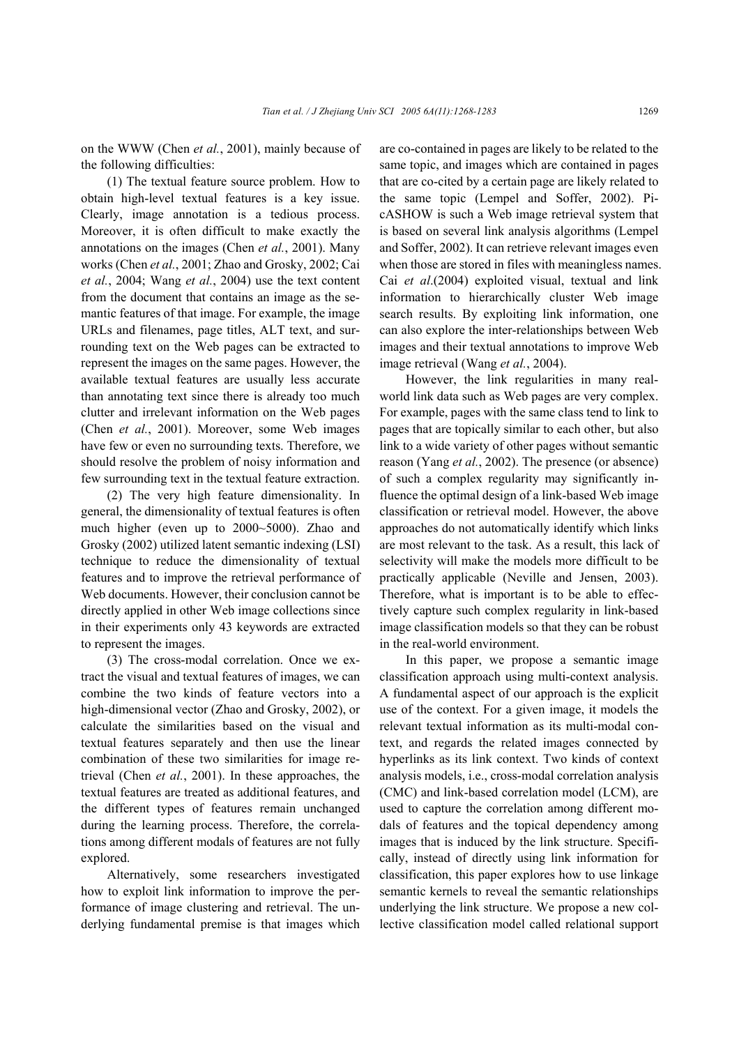on the WWW (Chen *et al.*, 2001), mainly because of the following difficulties:

(1) The textual feature source problem. How to obtain high-level textual features is a key issue. Clearly, image annotation is a tedious process. Moreover, it is often difficult to make exactly the annotations on the images (Chen *et al.*, 2001). Many works (Chen *et al.*, 2001; Zhao and Grosky, 2002; Cai *et al.*, 2004; Wang *et al.*, 2004) use the text content from the document that contains an image as the semantic features of that image. For example, the image URLs and filenames, page titles, ALT text, and surrounding text on the Web pages can be extracted to represent the images on the same pages. However, the available textual features are usually less accurate than annotating text since there is already too much clutter and irrelevant information on the Web pages (Chen *et al.*, 2001). Moreover, some Web images have few or even no surrounding texts. Therefore, we should resolve the problem of noisy information and few surrounding text in the textual feature extraction.

(2) The very high feature dimensionality. In general, the dimensionality of textual features is often much higher (even up to 2000~5000). Zhao and Grosky (2002) utilized latent semantic indexing (LSI) technique to reduce the dimensionality of textual features and to improve the retrieval performance of Web documents. However, their conclusion cannot be directly applied in other Web image collections since in their experiments only 43 keywords are extracted to represent the images.

(3) The cross-modal correlation. Once we extract the visual and textual features of images, we can combine the two kinds of feature vectors into a high-dimensional vector (Zhao and Grosky, 2002), or calculate the similarities based on the visual and textual features separately and then use the linear combination of these two similarities for image retrieval (Chen *et al.*, 2001). In these approaches, the textual features are treated as additional features, and the different types of features remain unchanged during the learning process. Therefore, the correlations among different modals of features are not fully explored.

Alternatively, some researchers investigated how to exploit link information to improve the performance of image clustering and retrieval. The underlying fundamental premise is that images which are co-contained in pages are likely to be related to the same topic, and images which are contained in pages that are co-cited by a certain page are likely related to the same topic (Lempel and Soffer, 2002). PicASHOW is such a Web image retrieval system that is based on several link analysis algorithms (Lempel and Soffer, 2002). It can retrieve relevant images even when those are stored in files with meaningless names. Cai *et al.*(2004) exploited visual, textual and link information to hierarchically cluster Web image search results. By exploiting link information, one can also explore the inter-relationships between Web images and their textual annotations to improve Web image retrieval (Wang *et al.*, 2004).

However, the link regularities in many real-world link data such as Web pages are very complex. For example, pages with the same class tend to link to pages that are topically similar to each other, but also link to a wide variety of other pages without semantic reason (Yang *et al.*, 2002). The presence (or absence) of such a complex regularity may significantly influence the optimal design of a link-based Web image classification or retrieval model. However, the above approaches do not automatically identify which links are most relevant to the task. As a result, this lack of selectivity will make the models more difficult to be practically applicable (Neville and Jensen, 2003). Therefore, what is important is to be able to effectively capture such complex regularity in link-based image classification models so that they can be robust in the real-world environment.

In this paper, we propose a semantic image classification approach using multi-context analysis. A fundamental aspect of our approach is the explicit use of the context. For a given image, it models the relevant textual information as its multi-modal context, and regards the related images connected by hyperlinks as its link context. Two kinds of context analysis models, i.e., cross-modal correlation analysis (CMC) and link-based correlation model (LCM), are used to capture the correlation among different modals of features and the topical dependency among images that is induced by the link structure. Specifically, instead of directly using link information for classification, this paper explores how to use linkage semantic kernels to reveal the semantic relationships underlying the link structure. We propose a new collective classification model called relational support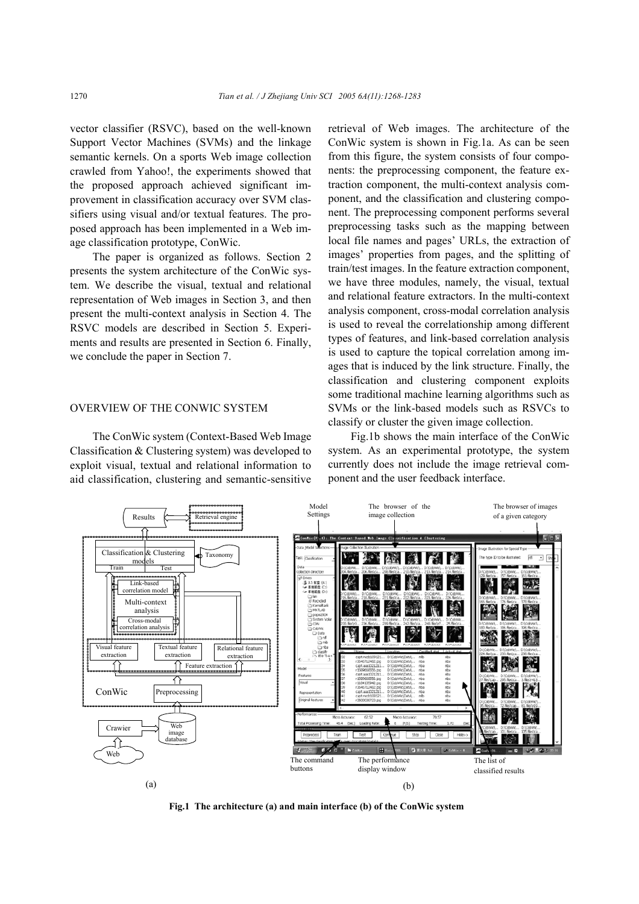vector classifier (RSVC), based on the well-known Support Vector Machines (SVMs) and the linkage semantic kernels. On a sports Web image collection crawled from Yahoo!, the experiments showed that the proposed approach achieved significant improvement in classification accuracy over SVM classifiers using visual and/or textual features. The proposed approach has been implemented in a Web image classification prototype, ConWic.

The paper is organized as follows. Section 2 presents the system architecture of the ConWic system. We describe the visual, textual and relational representation of Web images in Section 3, and then present the multi-context analysis in Section 4. The RSVC models are described in Section 5. Experiments and results are presented in Section 6. Finally, we conclude the paper in Section 7.

## OVERVIEW OF THE CONWIC SYSTEM

The ConWic system (Context-Based Web Image Classification & Clustering system) was developed to exploit visual, textual and relational information to aid classification, clustering and semantic-sensitive retrieval of Web images. The architecture of the ConWic system is shown in Fig.1a. As can be seen from this figure, the system consists of four components: the preprocessing component, the feature extraction component, the multi-context analysis component, and the classification and clustering component. The preprocessing component performs several preprocessing tasks such as the mapping between local file names and pages' URLs, the extraction of images' properties from pages, and the splitting of train/test images. In the feature extraction component, we have three modules, namely, the visual, textual and relational feature extractors. In the multi-context analysis component, cross-modal correlation analysis is used to reveal the correlationship among different types of features, and link-based correlation analysis is used to capture the topical correlation among images that is induced by the link structure. Finally, the classification and clustering component exploits some traditional machine learning algorithms such as SVMs or the link-based models such as RSVCs to classify or cluster the given image collection.

Fig.1b shows the main interface of the ConWic system. As an experimental prototype, the system currently does not include the image retrieval component and the user feedback interface.

**Fig.1 The architecture (a) and main interface (b) of the ConWic system**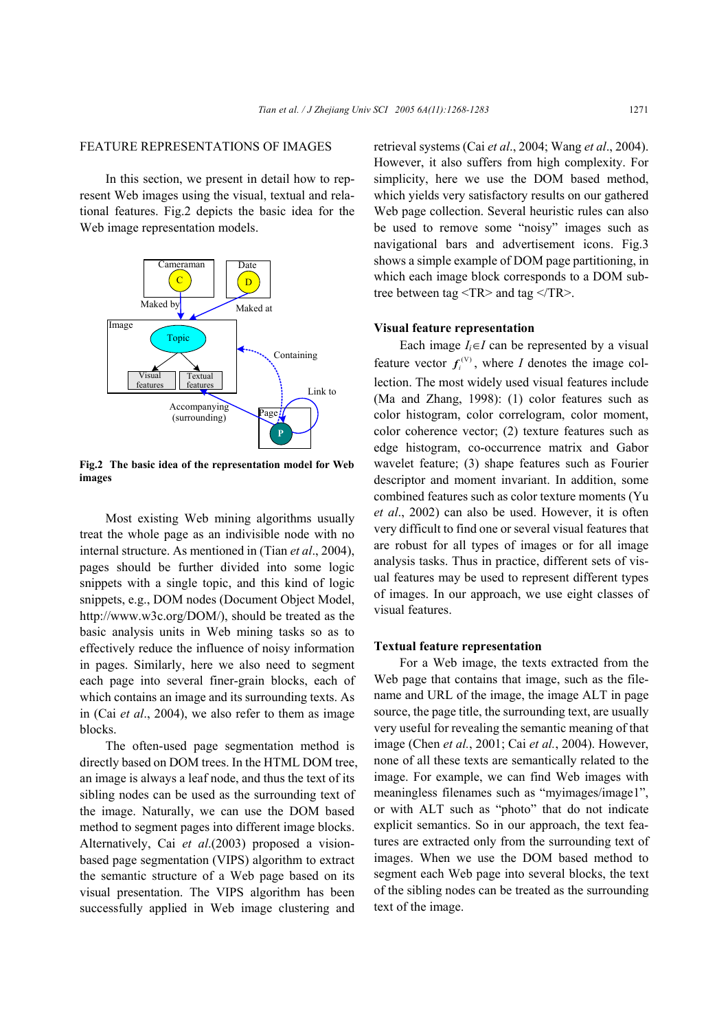## FEATURE REPRESENTATIONS OF IMAGES

In this section, we present in detail how to represent Web images using the visual, textual and relational features. Fig.2 depicts the basic idea for the Web image representation models.

**Fig.2 The basic idea of the representation model for Web images**

Most existing Web mining algorithms usually treat the whole page as an indivisible node with no internal structure. As mentioned in (Tian *et al*., 2004), pages should be further divided into some logic snippets with a single topic, and this kind of logic snippets, e.g., DOM nodes (Document Object Model, http://www.w3c.org/DOM/), should be treated as the basic analysis units in Web mining tasks so as to effectively reduce the influence of noisy information in pages. Similarly, here we also need to segment each page into several finer-grain blocks, each of which contains an image and its surrounding texts. As in (Cai *et al*., 2004), we also refer to them as image blocks.

The often-used page segmentation method is directly based on DOM trees. In the HTML DOM tree, an image is always a leaf node, and thus the text of its sibling nodes can be used as the surrounding text of the image. Naturally, we can use the DOM based method to segment pages into different image blocks. Alternatively, Cai *et al*.(2003) proposed a vision-based page segmentation (VIPS) algorithm to extract the semantic structure of a Web page based on its visual presentation. The VIPS algorithm has been successfully applied in Web image clustering and retrieval systems (Cai *et al*., 2004; Wang *et al*., 2004). However, it also suffers from high complexity. For simplicity, here we use the DOM based method, which yields very satisfactory results on our gathered Web page collection. Several heuristic rules can also be used to remove some "noisy" images such as navigational bars and advertisement icons. Fig.3 shows a simple example of DOM page partitioning, in which each image block corresponds to a DOM subtree between tag <TR> and tag </TR>.

### Visual feature representation

Each image $I_i \in I$ can be represented by a visual feature vector $f_i^{(V)}$, where $I$ denotes the image collection. The most widely used visual features include (Ma and Zhang, 1998): (1) color features such as color histogram, color correlogram, color moment, color coherence vector; (2) texture features such as edge histogram, co-occurrence matrix and Gabor wavelet feature; (3) shape features such as Fourier descriptor and moment invariant. In addition, some combined features such as color texture moments (Yu *et al*., 2002) can also be used. However, it is often very difficult to find one or several visual features that are robust for all types of images or for all image analysis tasks. Thus in practice, different sets of visual features may be used to represent different types of images. In our approach, we use eight classes of visual features.

### Textual feature representation

For a Web image, the texts extracted from the Web page that contains that image, such as the filename and URL of the image, the image ALT in page source, the page title, the surrounding text, are usually very useful for revealing the semantic meaning of that image (Chen *et al.*, 2001; Cai *et al.*, 2004). However, none of all these texts are semantically related to the image. For example, we can find Web images with meaningless filenames such as "myimages/image1", or with ALT such as "photo" that do not indicate explicit semantics. So in our approach, the text features are extracted only from the surrounding text of images. When we use the DOM based method to segment each Web page into several blocks, the text of the sibling nodes can be treated as the surrounding text of the image.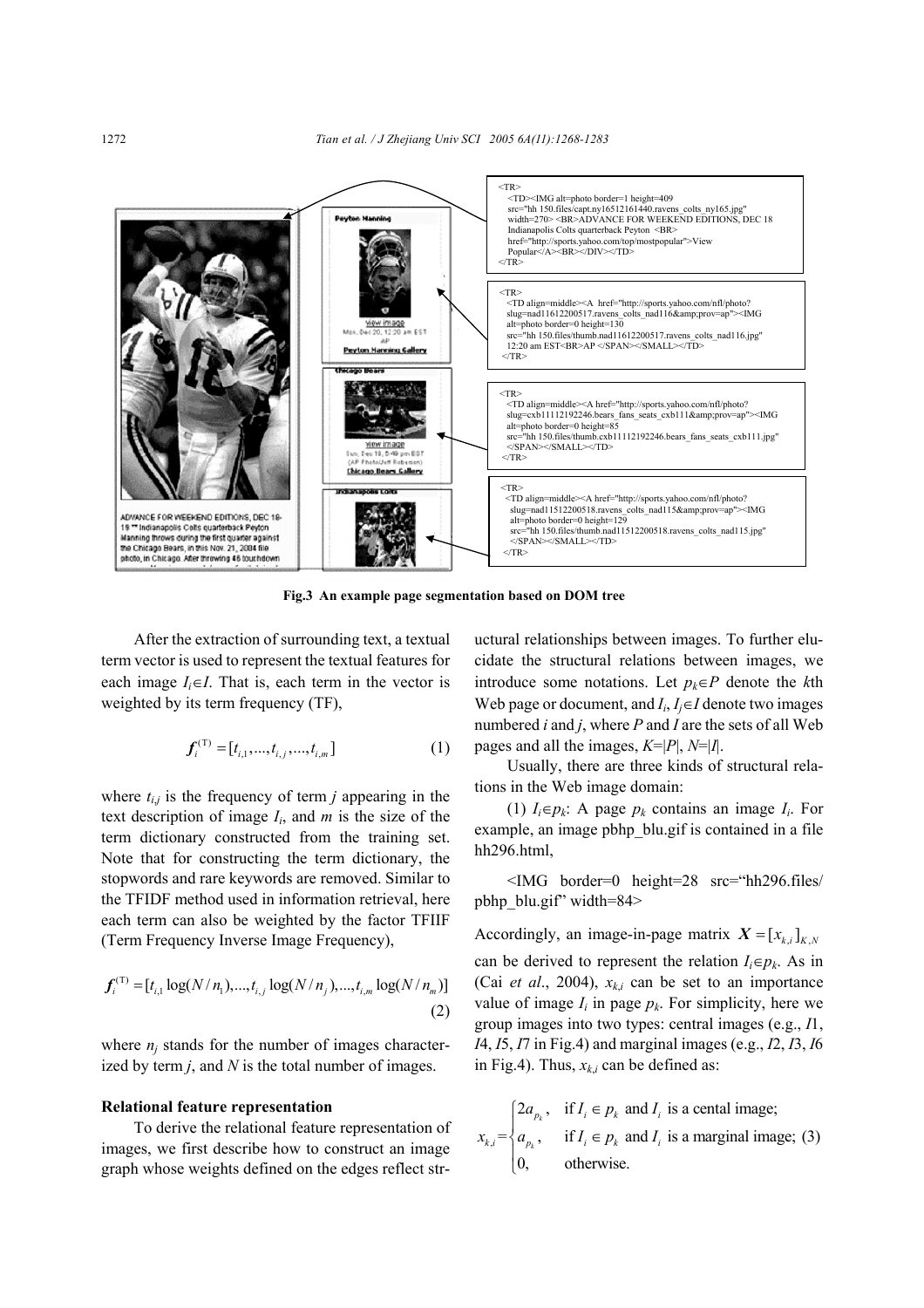**Fig.3 An example page segmentation based on DOM tree**

After the extraction of surrounding text, a textual term vector is used to represent the textual features for each image $I_i \in I$. That is, each term in the vector is weighted by its term frequency (TF),

$$\boldsymbol{f}_i^{(\mathrm{T})} = [t_{i,1}, ..., t_{i,j}, ..., t_{i,m}] \tag{1}$$

where $t_{i,j}$ is the frequency of term $j$ appearing in the text description of image $I_i$, and $m$ is the size of the term dictionary constructed from the training set. Note that for constructing the term dictionary, the stopwords and rare keywords are removed. Similar to the TFIDF method used in information retrieval, here each term can also be weighted by the factor TFIIF (Term Frequency Inverse Image Frequency),

$$\boldsymbol{f}_i^{(\mathrm{T})} = [t_{i,1}\log(N/n_1), ..., t_{i,j}\log(N/n_j), ..., t_{i,m}\log(N/n_m)] \tag{2}$$

where $n_j$ stands for the number of images characterized by term $j$, and $N$ is the total number of images.

### Relational feature representation

To derive the relational feature representation of images, we first describe how to construct an image graph whose weights defined on the edges reflect structural relationships between images. To further elucidate the structural relations between images, we introduce some notations. Let $p_k \in P$ denote the $k$th Web page or document, and $I_i, I_j \in I$ denote two images numbered $i$ and $j$, where $P$ and $I$ are the sets of all Web pages and all the images, $K=|P|$, $N=|I|$.

Usually, there are three kinds of structural relations in the Web image domain:

(1) $I_i \in p_k$: A page $p_k$ contains an image $I_i$. For example, an image pbhp_blu.gif is contained in a file hh296.html,

<IMG border=0 height=28 src="hh296.files/pbhp_blu.gif" width=84>

Accordingly, an image-in-page matrix $\boldsymbol{X} = [x_{k,i}]_{K,N}$ can be derived to represent the relation $I_i \in p_k$. As in (Cai *et al*., 2004), $x_{k,i}$ can be set to an importance value of image $I_i$ in page $p_k$. For simplicity, here we group images into two types: central images (e.g., $I1$, $I4$, $I5$, $I7$ in Fig.4) and marginal images (e.g., $I2$, $I3$, $I6$ in Fig.4). Thus, $x_{k,i}$ can be defined as:

$$x_{k,i} = \begin{cases} 2a_{p_k}, & \text{if } I_i \in p_k \text{ and } I_i \text{ is a cental image;} \\ a_{p_k}, & \text{if } I_i \in p_k \text{ and } I_i \text{ is a marginal image;} \\ 0, & \text{otherwise.} \end{cases} \tag{3}$$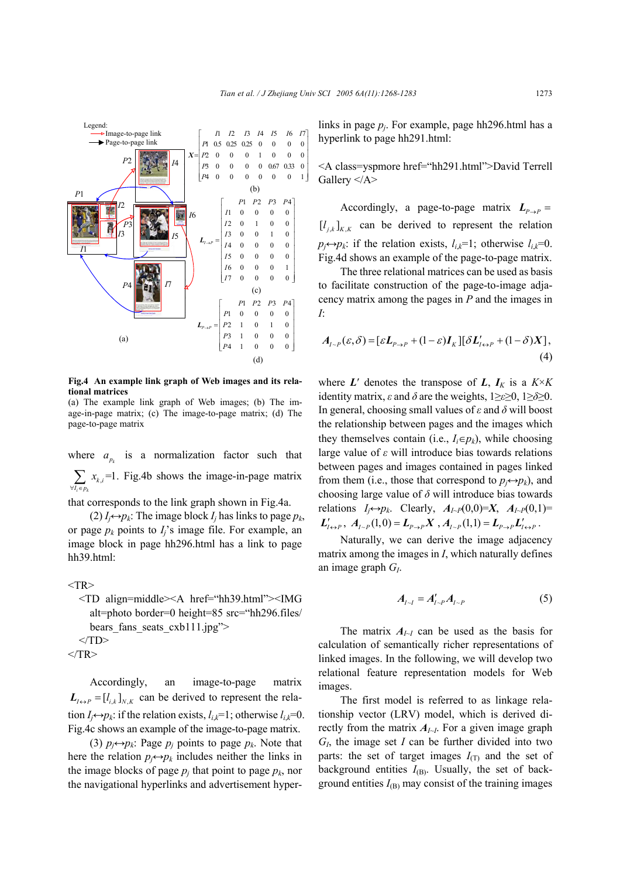Legend: Image-to-page link; Page-to-page link

(a)

$$X=\begin{array}{c|ccccccc} & I1 & I2 & I3 & I4 & I5 & I6 & I7\\ \hline P1 & 0.5 & 0.25 & 0.25 & 0 & 0 & 0 & 0\\ P2 & 0 & 0 & 0 & 1 & 0 & 0 & 0\\ P3 & 0 & 0 & 0 & 0 & 0.67 & 0.33 & 0\\ P4 & 0 & 0 & 0 & 0 & 0 & 0 & 1\end{array}$$

(b)

$$L_{I\leftrightarrow P}=\begin{array}{c|cccc} & P1 & P2 & P3 & P4\\ \hline I1 & 0 & 0 & 0 & 0\\ I2 & 0 & 1 & 0 & 0\\ I3 & 0 & 0 & 1 & 0\\ I4 & 0 & 0 & 0 & 0\\ I5 & 0 & 0 & 0 & 0\\ I6 & 0 & 0 & 0 & 1\\ I7 & 0 & 0 & 0 & 0\end{array}$$

(c)

$$L_{P\rightarrow P}=\begin{array}{c|cccc} & P1 & P2 & P3 & P4\\ \hline P1 & 0 & 0 & 0 & 0\\ P2 & 1 & 0 & 1 & 0\\ P3 & 1 & 0 & 0 & 0\\ P4 & 1 & 0 & 0 & 0\end{array}$$

(d)

**Fig.4 An example link graph of Web images and its relational matrices**
(a) The example link graph of Web images; (b) The image-in-page matrix; (c) The image-to-page matrix; (d) The page-to-page matrix

where $a_{p_k}$ is a normalization factor such that $\sum_{\forall I_i\in p_k} x_{k,i}=1$. Fig.4b shows the image-in-page matrix that corresponds to the link graph shown in Fig.4a.

(2) $I_j\leftrightarrow p_k$: The image block $I_j$ has links to page $p_k$, or page $p_k$ points to $I_j$'s image file. For example, an image block in page hh296.html has a link to page hh39.html:

```
<TR>
  <TD align=middle><A href="hh39.html"><IMG
    alt=photo border=0 height=85 src="hh296.files/
    bears_fans_seats_cxb111.jpg">
  </TD>
</TR>
```

Accordingly, an image-to-page matrix $L_{I\leftrightarrow P}=[l_{i,k}]_{N,K}$ can be derived to represent the relation $I_j\leftrightarrow p_k$: if the relation exists, $l_{i,k}$=1; otherwise $l_{i,k}$=0. Fig.4c shows an example of the image-to-page matrix.

(3) $p_j\leftrightarrow p_k$: Page $p_j$ points to page $p_k$. Note that here the relation $p_j\leftrightarrow p_k$ includes neither the links in the image blocks of page $p_j$ that point to page $p_k$, nor the navigational hyperlinks and advertisement hyperlinks in page $p_j$. For example, page hh296.html has a hyperlink to page hh291.html:

```
<A class=yspmore href="hh291.html">David Terrell
Gallery </A>
```

Accordingly, a page-to-page matrix $L_{P\rightarrow P}=[l_{j,k}]_{K,K}$ can be derived to represent the relation $p_j\leftrightarrow p_k$: if the relation exists, $l_{i,k}$=1; otherwise $l_{i,k}$=0. Fig.4d shows an example of the page-to-page matrix.

The three relational matrices can be used as basis to facilitate construction of the page-to-image adjacency matrix among the pages in $P$ and the images in $I$:

$$A_{I\sim P}(\varepsilon,\delta)=[\varepsilon L_{P\rightarrow P}+(1-\varepsilon)I_K][\delta L'_{I\leftrightarrow P}+(1-\delta)X],\tag{4}$$

where $L'$ denotes the transpose of $L$, $I_K$ is a $K\times K$ identity matrix, $\varepsilon$ and $\delta$ are the weights, $1\geq\varepsilon\geq0$, $1\geq\delta\geq0$. In general, choosing small values of $\varepsilon$ and $\delta$ will boost the relationship between pages and the images which they themselves contain (i.e., $I_i\in p_k$), while choosing large value of $\varepsilon$ will introduce bias towards relations between pages and images contained in pages linked from them (i.e., those that correspond to $p_j\leftrightarrow p_k$), and choosing large value of $\delta$ will introduce bias towards relations $I_j\leftrightarrow p_k$. Clearly, $A_{I\sim P}(0,0)=X$, $A_{I\sim P}(0,1)=L'_{I\leftrightarrow P}$, $A_{I\sim P}(1,0)=L_{P\rightarrow P}X$, $A_{I\sim P}(1,1)=L_{P\rightarrow P}L'_{I\leftrightarrow P}$.

Naturally, we can derive the image adjacency matrix among the images in $I$, which naturally defines an image graph $G_I$.

$$A_{I\sim I}=A'_{I\sim P}A_{I\sim P}\tag{5}$$

The matrix $A_{I\sim I}$ can be used as the basis for calculation of semantically richer representations of linked images. In the following, we will develop two relational feature representation models for Web images.

The first model is referred to as linkage relationship vector (LRV) model, which is derived directly from the matrix $A_{I\sim I}$. For a given image graph $G_I$, the image set $I$ can be further divided into two parts: the set of target images $I_{(T)}$ and the set of background entities $I_{(B)}$. Usually, the set of background entities $I_{(B)}$ may consist of the training images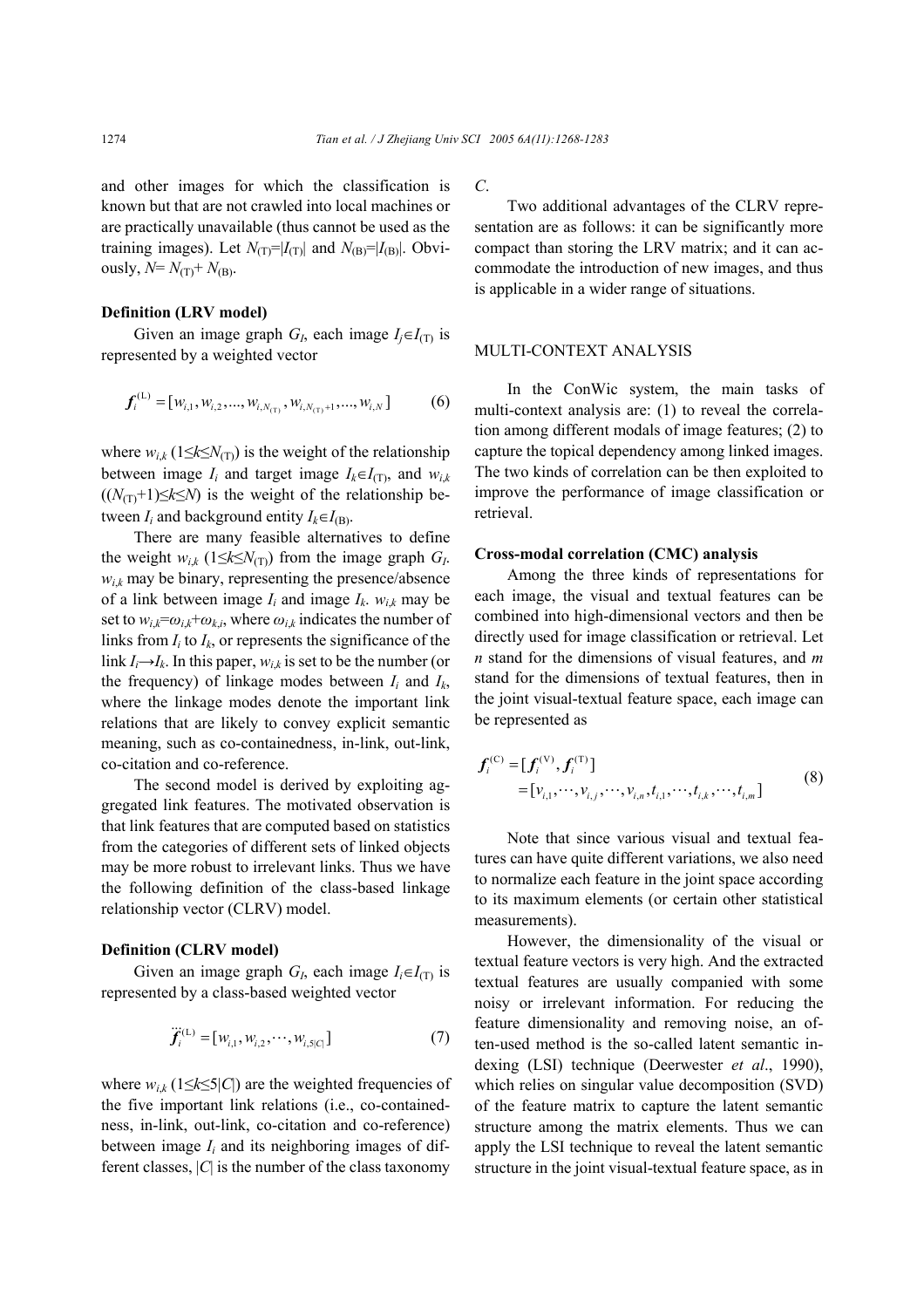and other images for which the classification is known but that are not crawled into local machines or are practically unavailable (thus cannot be used as the training images). Let $N_{(T)}=|I_{(T)}|$ and $N_{(B)}=|I_{(B)}|$. Obviously, $N= N_{(T)}+ N_{(B)}$.

**Definition (LRV model)**

Given an image graph $G_I$, each image $I_j \in I_{(T)}$ is represented by a weighted vector

$$\boldsymbol{f}_i^{(L)} = [w_{i,1}, w_{i,2}, ..., w_{i,N_{(T)}}, w_{i,N_{(T)}+1}, ..., w_{i,N}] \tag{6}$$

where $w_{i,k}$ ($1 \le k \le N_{(T)}$) is the weight of the relationship between image $I_i$ and target image $I_k \in I_{(T)}$, and $w_{i,k}$ ($(N_{(T)}+1) \le k \le N$) is the weight of the relationship between $I_i$ and background entity $I_k \in I_{(B)}$.

There are many feasible alternatives to define the weight $w_{i,k}$ ($1 \le k \le N_{(T)}$) from the image graph $G_I$. $w_{i,k}$ may be binary, representing the presence/absence of a link between image $I_i$ and image $I_k$. $w_{i,k}$ may be set to $w_{i,k}=\omega_{i,k}+\omega_{k,i}$, where $\omega_{i,k}$ indicates the number of links from $I_i$ to $I_k$, or represents the significance of the link $I_i \rightarrow I_k$. In this paper, $w_{i,k}$ is set to be the number (or the frequency) of linkage modes between $I_i$ and $I_k$, where the linkage modes denote the important link relations that are likely to convey explicit semantic meaning, such as co-containedness, in-link, out-link, co-citation and co-reference.

The second model is derived by exploiting aggregated link features. The motivated observation is that link features that are computed based on statistics from the categories of different sets of linked objects may be more robust to irrelevant links. Thus we have the following definition of the class-based linkage relationship vector (CLRV) model.

**Definition (CLRV model)**

Given an image graph $G_I$, each image $I_i \in I_{(T)}$ is represented by a class-based weighted vector

$$\ddot{\boldsymbol{f}}_i^{(L)} = [w_{i,1}, w_{i,2}, \cdots, w_{i,5|C|}] \tag{7}$$

where $w_{i,k}$ ($1 \le k \le 5|C|$) are the weighted frequencies of the five important link relations (i.e., co-containedness, in-link, out-link, co-citation and co-reference) between image $I_i$ and its neighboring images of different classes, $|C|$ is the number of the class taxonomy $C$.

Two additional advantages of the CLRV representation are as follows: it can be significantly more compact than storing the LRV matrix; and it can accommodate the introduction of new images, and thus is applicable in a wider range of situations.

## MULTI-CONTEXT ANALYSIS

In the ConWic system, the main tasks of multi-context analysis are: (1) to reveal the correlation among different modals of image features; (2) to capture the topical dependency among linked images. The two kinds of correlation can be then exploited to improve the performance of image classification or retrieval.

### Cross-modal correlation (CMC) analysis

Among the three kinds of representations for each image, the visual and textual features can be combined into high-dimensional vectors and then be directly used for image classification or retrieval. Let $n$ stand for the dimensions of visual features, and $m$ stand for the dimensions of textual features, then in the joint visual-textual feature space, each image can be represented as

$$\begin{aligned}\boldsymbol{f}_i^{(C)} &= [\boldsymbol{f}_i^{(V)}, \boldsymbol{f}_i^{(T)}] \\ &= [v_{i,1}, \cdots, v_{i,j}, \cdots, v_{i,n}, t_{i,1}, \cdots, t_{i,k}, \cdots, t_{i,m}]\end{aligned} \tag{8}$$

Note that since various visual and textual features can have quite different variations, we also need to normalize each feature in the joint space according to its maximum elements (or certain other statistical measurements).

However, the dimensionality of the visual or textual feature vectors is very high. And the extracted textual features are usually companied with some noisy or irrelevant information. For reducing the feature dimensionality and removing noise, an often-used method is the so-called latent semantic indexing (LSI) technique (Deerwester *et al*., 1990), which relies on singular value decomposition (SVD) of the feature matrix to capture the latent semantic structure among the matrix elements. Thus we can apply the LSI technique to reveal the latent semantic structure in the joint visual-textual feature space, as in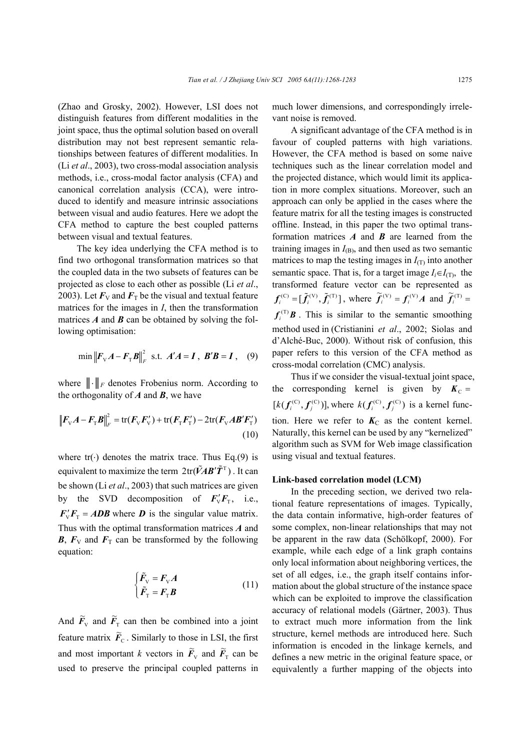(Zhao and Grosky, 2002). However, LSI does not distinguish features from different modalities in the joint space, thus the optimal solution based on overall distribution may not best represent semantic relationships between features of different modalities. In (Li *et al*., 2003), two cross-modal association analysis methods, i.e., cross-modal factor analysis (CFA) and canonical correlation analysis (CCA), were introduced to identify and measure intrinsic associations between visual and audio features. Here we adopt the CFA method to capture the best coupled patterns between visual and textual features.

The key idea underlying the CFA method is to find two orthogonal transformation matrices so that the coupled data in the two subsets of features can be projected as close to each other as possible (Li *et al*., 2003). Let $\boldsymbol{F}_{\mathrm{V}}$ and $\boldsymbol{F}_{\mathrm{T}}$ be the visual and textual feature matrices for the images in $I$, then the transformation matrices $\boldsymbol{A}$ and $\boldsymbol{B}$ can be obtained by solving the following optimisation:

$$\min \left\| \boldsymbol{F}_{\mathrm{V}}\boldsymbol{A} - \boldsymbol{F}_{\mathrm{T}}\boldsymbol{B} \right\|_F^2 \ \text{ s.t. } \ \boldsymbol{A}'\boldsymbol{A} = \boldsymbol{I}, \ \boldsymbol{B}'\boldsymbol{B} = \boldsymbol{I}, \quad (9)$$

where $\|\cdot\|_F$ denotes Frobenius norm. According to the orthogonality of $\boldsymbol{A}$ and $\boldsymbol{B}$, we have

$$\left\| \boldsymbol{F}_{\mathrm{V}}\boldsymbol{A} - \boldsymbol{F}_{\mathrm{T}}\boldsymbol{B} \right\|_F^2 = \mathrm{tr}(\boldsymbol{F}_{\mathrm{V}}\boldsymbol{F}_{\mathrm{V}}') + \mathrm{tr}(\boldsymbol{F}_{\mathrm{T}}\boldsymbol{F}_{\mathrm{T}}') - 2\mathrm{tr}(\boldsymbol{F}_{\mathrm{V}}\boldsymbol{A}\boldsymbol{B}'\boldsymbol{F}_{\mathrm{T}}') \quad (10)$$

where $\mathrm{tr}(\cdot)$ denotes the matrix trace. Thus Eq.(9) is equivalent to maximize the term $2\mathrm{tr}(\tilde{\boldsymbol{V}}\boldsymbol{A}\boldsymbol{B}'\tilde{\boldsymbol{T}}^{\mathrm{T}})$. It can be shown (Li *et al*., 2003) that such matrices are given by the SVD decomposition of $\boldsymbol{F}_{\mathrm{V}}'\boldsymbol{F}_{\mathrm{T}}$, i.e., $\boldsymbol{F}_{\mathrm{V}}'\boldsymbol{F}_{\mathrm{T}} = \boldsymbol{A}\boldsymbol{D}\boldsymbol{B}$ where $\boldsymbol{D}$ is the singular value matrix. Thus with the optimal transformation matrices $\boldsymbol{A}$ and $\boldsymbol{B}$, $\boldsymbol{F}_{\mathrm{V}}$ and $\boldsymbol{F}_{\mathrm{T}}$ can be transformed by the following equation:

$$\begin{cases} \tilde{\boldsymbol{F}}_{\mathrm{V}} = \boldsymbol{F}_{\mathrm{V}}\boldsymbol{A} \\ \tilde{\boldsymbol{F}}_{\mathrm{T}} = \boldsymbol{F}_{\mathrm{T}}\boldsymbol{B} \end{cases} \quad (11)$$

And $\tilde{\boldsymbol{F}}_{\mathrm{V}}$ and $\tilde{\boldsymbol{F}}_{\mathrm{T}}$ can then be combined into a joint feature matrix $\tilde{\boldsymbol{F}}_{\mathrm{C}}$. Similarly to those in LSI, the first and most important $k$ vectors in $\tilde{\boldsymbol{F}}_{\mathrm{V}}$ and $\tilde{\boldsymbol{F}}_{\mathrm{T}}$ can be used to preserve the principal coupled patterns in much lower dimensions, and correspondingly irrelevant noise is removed.

A significant advantage of the CFA method is in favour of coupled patterns with high variations. However, the CFA method is based on some naive techniques such as the linear correlation model and the projected distance, which would limit its application in more complex situations. Moreover, such an approach can only be applied in the cases where the feature matrix for all the testing images is constructed offline. Instead, in this paper the two optimal transformation matrices $\boldsymbol{A}$ and $\boldsymbol{B}$ are learned from the training images in $I_{(\mathrm{B})}$, and then used as two semantic matrices to map the testing images in $I_{(\mathrm{T})}$ into another semantic space. That is, for a target image $I_i \in I_{(\mathrm{T})}$, the transformed feature vector can be represented as $\boldsymbol{f}_i^{(\mathrm{C})} = [\tilde{\boldsymbol{f}}_i^{(\mathrm{V})}, \tilde{\boldsymbol{f}}_i^{(\mathrm{T})}]$, where $\tilde{\boldsymbol{f}}_i^{(\mathrm{V})} = \boldsymbol{f}_i^{(\mathrm{V})}\boldsymbol{A}$ and $\tilde{\boldsymbol{f}}_i^{(\mathrm{T})} = \boldsymbol{f}_i^{(\mathrm{T})}\boldsymbol{B}$. This is similar to the semantic smoothing method used in (Cristianini *et al*., 2002; Siolas and d'Alché-Buc, 2000). Without risk of confusion, this paper refers to this version of the CFA method as cross-modal correlation (CMC) analysis.

Thus if we consider the visual-textual joint space, the corresponding kernel is given by $\boldsymbol{K}_{\mathrm{C}} = [k(\boldsymbol{f}_i^{(\mathrm{C})}, \boldsymbol{f}_j^{(\mathrm{C})})]$, where $k(\boldsymbol{f}_i^{(\mathrm{C})}, \boldsymbol{f}_j^{(\mathrm{C})})$ is a kernel function. Here we refer to $\boldsymbol{K}_{\mathrm{C}}$ as the content kernel. Naturally, this kernel can be used by any "kernelized" algorithm such as SVM for Web image classification using visual and textual features.

#### Link-based correlation model (LCM)

In the preceding section, we derived two relational feature representations of images. Typically, the data contain informative, high-order features of some complex, non-linear relationships that may not be apparent in the raw data (Schölkopf, 2000). For example, while each edge of a link graph contains only local information about neighboring vertices, the set of all edges, i.e., the graph itself contains information about the global structure of the instance space which can be exploited to improve the classification accuracy of relational models (Gärtner, 2003). Thus to extract much more information from the link structure, kernel methods are introduced here. Such information is encoded in the linkage kernels, and defines a new metric in the original feature space, or equivalently a further mapping of the objects into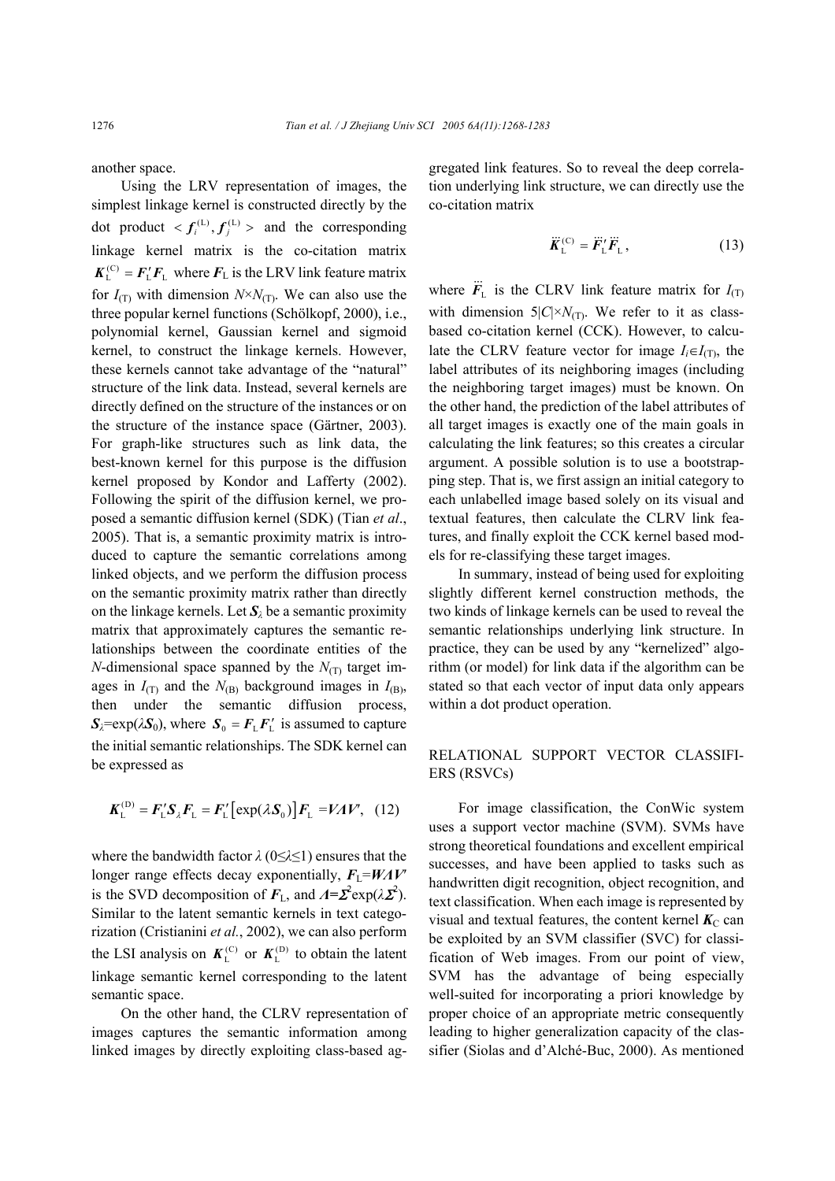another space.

Using the LRV representation of images, the simplest linkage kernel is constructed directly by the dot product $<\boldsymbol{f}_i^{(\mathrm{L})}, \boldsymbol{f}_j^{(\mathrm{L})}>$ and the corresponding linkage kernel matrix is the co-citation matrix $\boldsymbol{K}_{\mathrm{L}}^{(\mathrm{C})} = \boldsymbol{F}_{\mathrm{L}}' \boldsymbol{F}_{\mathrm{L}}$ where $\boldsymbol{F}_{\mathrm{L}}$ is the LRV link feature matrix for $I_{(\mathrm{T})}$ with dimension $N \times N_{(\mathrm{T})}$. We can also use the three popular kernel functions (Schölkopf, 2000), i.e., polynomial kernel, Gaussian kernel and sigmoid kernel, to construct the linkage kernels. However, these kernels cannot take advantage of the "natural" structure of the link data. Instead, several kernels are directly defined on the structure of the instances or on the structure of the instance space (Gärtner, 2003). For graph-like structures such as link data, the best-known kernel for this purpose is the diffusion kernel proposed by Kondor and Lafferty (2002). Following the spirit of the diffusion kernel, we proposed a semantic diffusion kernel (SDK) (Tian *et al*., 2005). That is, a semantic proximity matrix is introduced to capture the semantic correlations among linked objects, and we perform the diffusion process on the semantic proximity matrix rather than directly on the linkage kernels. Let $\boldsymbol{S}_\lambda$ be a semantic proximity matrix that approximately captures the semantic relationships between the coordinate entities of the $N$-dimensional space spanned by the $N_{(\mathrm{T})}$ target images in $I_{(\mathrm{T})}$ and the $N_{(\mathrm{B})}$ background images in $I_{(\mathrm{B})}$, then under the semantic diffusion process, $\boldsymbol{S}_\lambda = \exp(\lambda \boldsymbol{S}_0)$, where $\boldsymbol{S}_0 = \boldsymbol{F}_{\mathrm{L}} \boldsymbol{F}_{\mathrm{L}}'$ is assumed to capture the initial semantic relationships. The SDK kernel can be expressed as

$$\boldsymbol{K}_{\mathrm{L}}^{(\mathrm{D})} = \boldsymbol{F}_{\mathrm{L}}' \boldsymbol{S}_\lambda \boldsymbol{F}_{\mathrm{L}} = \boldsymbol{F}_{\mathrm{L}}' \left[ \exp(\lambda \boldsymbol{S}_0) \right] \boldsymbol{F}_{\mathrm{L}} = \boldsymbol{V} \boldsymbol{\Lambda} \boldsymbol{V}', \quad (12)$$

where the bandwidth factor $\lambda$ ($0 \leq \lambda \leq 1$) ensures that the longer range effects decay exponentially, $\boldsymbol{F}_{\mathrm{L}} = \boldsymbol{W} \boldsymbol{\Lambda} \boldsymbol{V}'$ is the SVD decomposition of $\boldsymbol{F}_{\mathrm{L}}$, and $\boldsymbol{\Lambda} = \boldsymbol{\Sigma}^2 \exp(\lambda \boldsymbol{\Sigma}^2)$. Similar to the latent semantic kernels in text categorization (Cristianini *et al*., 2002), we can also perform the LSI analysis on $\boldsymbol{K}_{\mathrm{L}}^{(\mathrm{C})}$ or $\boldsymbol{K}_{\mathrm{L}}^{(\mathrm{D})}$ to obtain the latent linkage semantic kernel corresponding to the latent semantic space.

On the other hand, the CLRV representation of images captures the semantic information among linked images by directly exploiting class-based aggregated link features. So to reveal the deep correlation underlying link structure, we can directly use the co-citation matrix

$$\dddot{\boldsymbol{K}}_{\mathrm{L}}^{(\mathrm{C})} = \dddot{\boldsymbol{F}}_{\mathrm{L}}' \dddot{\boldsymbol{F}}_{\mathrm{L}}, \quad (13)$$

where $\dddot{\boldsymbol{F}}_{\mathrm{L}}$ is the CLRV link feature matrix for $I_{(\mathrm{T})}$ with dimension $5|C| \times N_{(\mathrm{T})}$. We refer to it as class-based co-citation kernel (CCK). However, to calculate the CLRV feature vector for image $I_i \in I_{(\mathrm{T})}$, the label attributes of its neighboring images (including the neighboring target images) must be known. On the other hand, the prediction of the label attributes of all target images is exactly one of the main goals in calculating the link features; so this creates a circular argument. A possible solution is to use a bootstrapping step. That is, we first assign an initial category to each unlabelled image based solely on its visual and textual features, then calculate the CLRV link features, and finally exploit the CCK kernel based models for re-classifying these target images.

In summary, instead of being used for exploiting slightly different kernel construction methods, the two kinds of linkage kernels can be used to reveal the semantic relationships underlying link structure. In practice, they can be used by any "kernelized" algorithm (or model) for link data if the algorithm can be stated so that each vector of input data only appears within a dot product operation.

## RELATIONAL SUPPORT VECTOR CLASSIFIERS (RSVCs)

For image classification, the ConWic system uses a support vector machine (SVM). SVMs have strong theoretical foundations and excellent empirical successes, and have been applied to tasks such as handwritten digit recognition, object recognition, and text classification. When each image is represented by visual and textual features, the content kernel $\boldsymbol{K}_{\mathrm{C}}$ can be exploited by an SVM classifier (SVC) for classification of Web images. From our point of view, SVM has the advantage of being especially well-suited for incorporating a priori knowledge by proper choice of an appropriate metric consequently leading to higher generalization capacity of the classifier (Siolas and d'Alché-Buc, 2000). As mentioned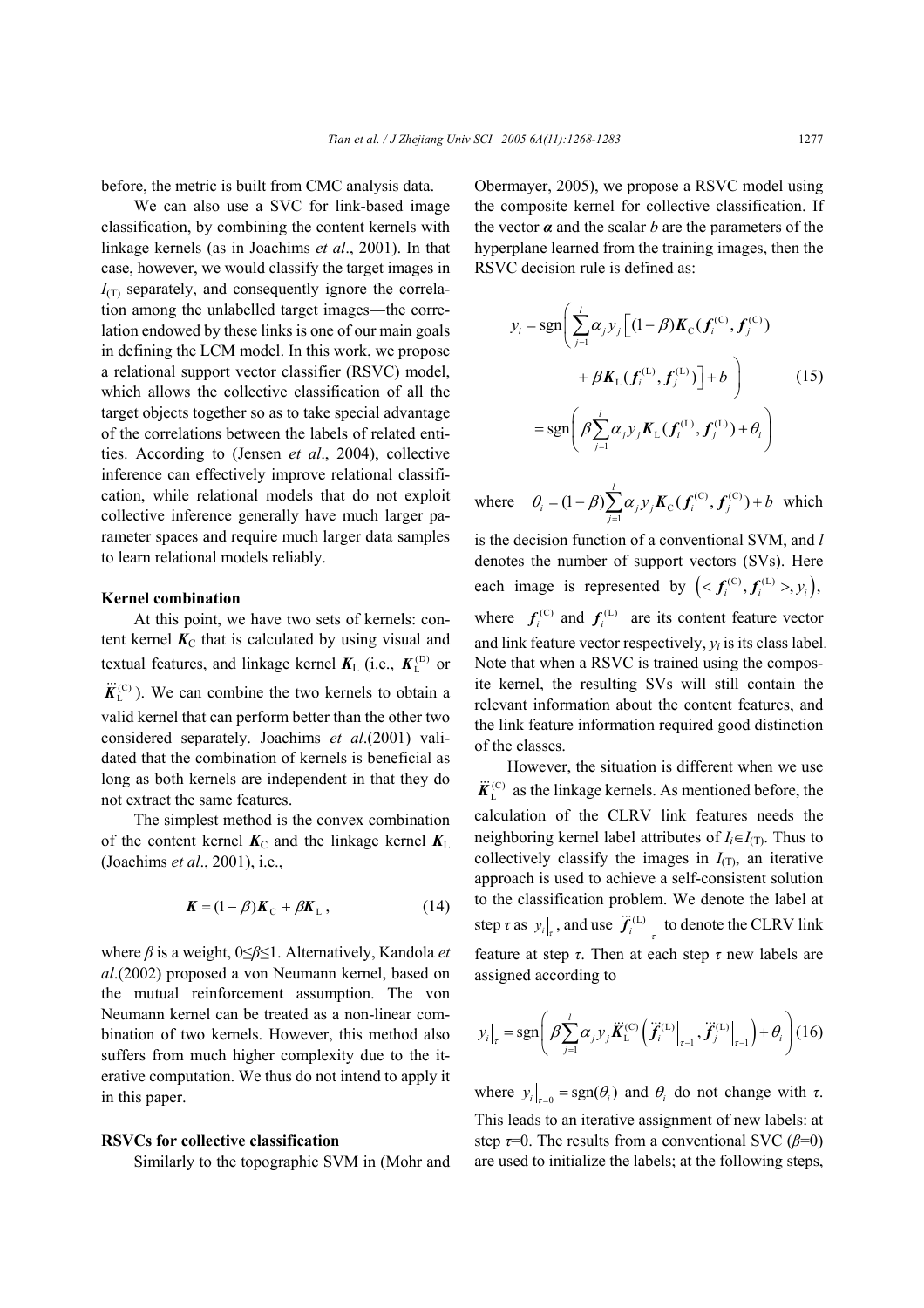before, the metric is built from CMC analysis data.

We can also use a SVC for link-based image classification, by combining the content kernels with linkage kernels (as in Joachims *et al*., 2001). In that case, however, we would classify the target images in $I_{(\mathrm{T})}$ separately, and consequently ignore the correlation among the unlabelled target images—the correlation endowed by these links is one of our main goals in defining the LCM model. In this work, we propose a relational support vector classifier (RSVC) model, which allows the collective classification of all the target objects together so as to take special advantage of the correlations between the labels of related entities. According to (Jensen *et al*., 2004), collective inference can effectively improve relational classification, while relational models that do not exploit collective inference generally have much larger parameter spaces and require much larger data samples to learn relational models reliably.

**Kernel combination**

At this point, we have two sets of kernels: content kernel $\boldsymbol{K}_{\mathrm{C}}$ that is calculated by using visual and textual features, and linkage kernel $\boldsymbol{K}_{\mathrm{L}}$ (i.e., $\boldsymbol{K}_{\mathrm{L}}^{(\mathrm{D})}$ or $\dddot{\boldsymbol{K}}_{\mathrm{L}}^{(\mathrm{C})}$). We can combine the two kernels to obtain a valid kernel that can perform better than the other two considered separately. Joachims *et al*.(2001) validated that the combination of kernels is beneficial as long as both kernels are independent in that they do not extract the same features.

The simplest method is the convex combination of the content kernel $\boldsymbol{K}_{\mathrm{C}}$ and the linkage kernel $\boldsymbol{K}_{\mathrm{L}}$ (Joachims *et al*., 2001), i.e.,

$$\boldsymbol{K} = (1-\beta)\boldsymbol{K}_{\mathrm{C}} + \beta\boldsymbol{K}_{\mathrm{L}}, \tag{14}$$

where $\beta$ is a weight, $0 \le \beta \le 1$. Alternatively, Kandola *et al*.(2002) proposed a von Neumann kernel, based on the mutual reinforcement assumption. The von Neumann kernel can be treated as a non-linear combination of two kernels. However, this method also suffers from much higher complexity due to the iterative computation. We thus do not intend to apply it in this paper.

**RSVCs for collective classification**

Similarly to the topographic SVM in (Mohr and Obermayer, 2005), we propose a RSVC model using the composite kernel for collective classification. If the vector $\boldsymbol{\alpha}$ and the scalar $b$ are the parameters of the hyperplane learned from the training images, then the RSVC decision rule is defined as:

$$\begin{aligned} y_i &= \mathrm{sgn}\left( \sum_{j=1}^{l} \alpha_j y_j \left[ (1-\beta)\boldsymbol{K}_{\mathrm{C}}(\boldsymbol{f}_i^{(\mathrm{C})}, \boldsymbol{f}_j^{(\mathrm{C})}) + \beta \boldsymbol{K}_{\mathrm{L}}(\boldsymbol{f}_i^{(\mathrm{L})}, \boldsymbol{f}_j^{(\mathrm{L})}) \right] + b \right) \\ &= \mathrm{sgn}\left( \beta \sum_{j=1}^{l} \alpha_j y_j \boldsymbol{K}_{\mathrm{L}}(\boldsymbol{f}_i^{(\mathrm{L})}, \boldsymbol{f}_j^{(\mathrm{L})}) + \theta_i \right) \end{aligned} \tag{15}$$

where $\theta_i = (1-\beta)\sum_{j=1}^{l} \alpha_j y_j \boldsymbol{K}_{\mathrm{C}}(\boldsymbol{f}_i^{(\mathrm{C})}, \boldsymbol{f}_j^{(\mathrm{C})}) + b$ which is the decision function of a conventional SVM, and $l$ denotes the number of support vectors (SVs). Here each image is represented by $\left( < \boldsymbol{f}_i^{(\mathrm{C})}, \boldsymbol{f}_i^{(\mathrm{L})} >, y_i \right)$, where $\boldsymbol{f}_i^{(\mathrm{C})}$ and $\boldsymbol{f}_i^{(\mathrm{L})}$ are its content feature vector and link feature vector respectively, $y_i$ is its class label. Note that when a RSVC is trained using the composite kernel, the resulting SVs will still contain the relevant information about the content features, and the link feature information required good distinction of the classes.

However, the situation is different when we use $\dddot{\boldsymbol{K}}_{\mathrm{L}}^{(\mathrm{C})}$ as the linkage kernels. As mentioned before, the calculation of the CLRV link features needs the neighboring kernel label attributes of $I_i \in I_{(\mathrm{T})}$. Thus to collectively classify the images in $I_{(\mathrm{T})}$, an iterative approach is used to achieve a self-consistent solution to the classification problem. We denote the label at step $\tau$ as $y_i\big|_{\tau}$, and use $\dddot{\boldsymbol{f}}_i^{(\mathrm{L})}\Big|_{\tau}$ to denote the CLRV link feature at step $\tau$. Then at each step $\tau$ new labels are assigned according to

$$y_i\big|_{\tau} = \mathrm{sgn}\left( \beta \sum_{j=1}^{l} \alpha_j y_j \dddot{\boldsymbol{K}}_{\mathrm{L}}^{(\mathrm{C})}\left( \dddot{\boldsymbol{f}}_i^{(\mathrm{L})}\Big|_{\tau-1}, \dddot{\boldsymbol{f}}_j^{(\mathrm{L})}\Big|_{\tau-1} \right) + \theta_i \right) \tag{16}$$

where $y_i\big|_{\tau=0} = \mathrm{sgn}(\theta_i)$ and $\theta_i$ do not change with $\tau$. This leads to an iterative assignment of new labels: at step $\tau=0$. The results from a conventional SVC ($\beta=0$) are used to initialize the labels; at the following steps,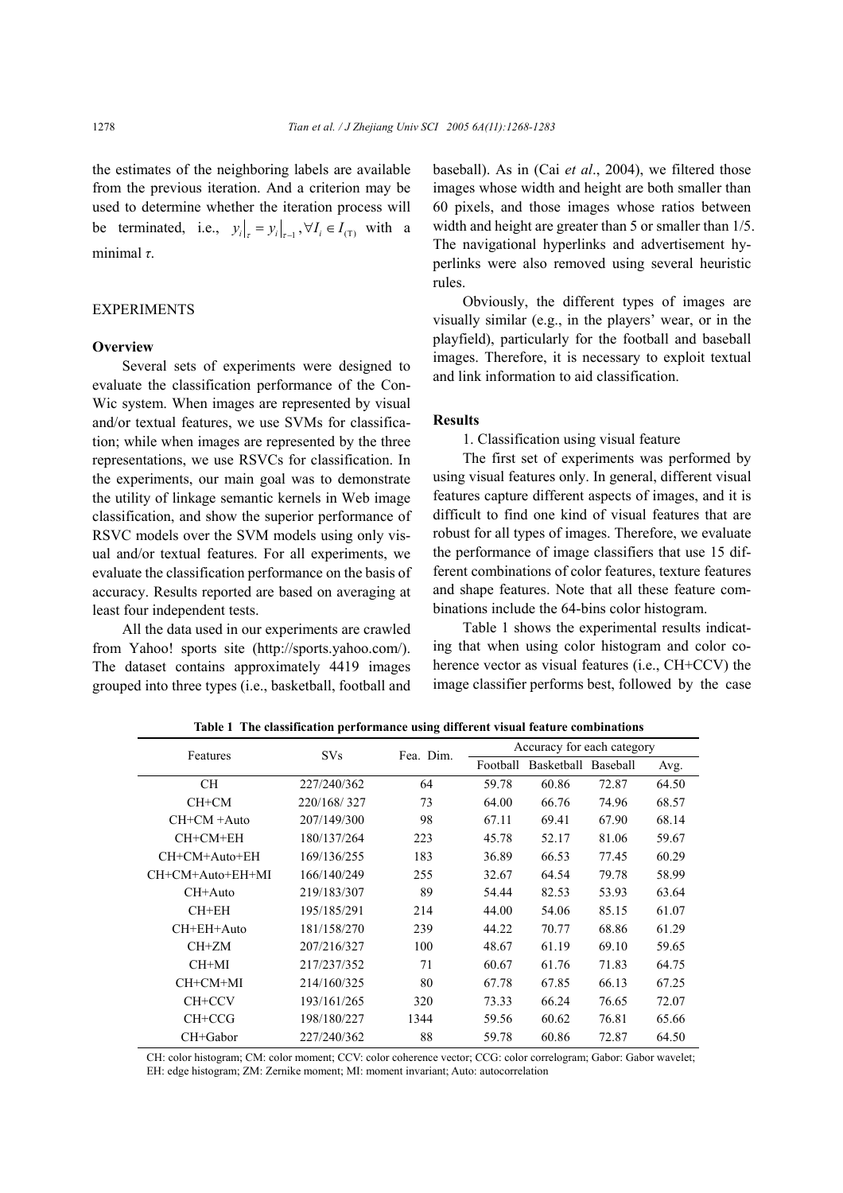the estimates of the neighboring labels are available from the previous iteration. And a criterion may be used to determine whether the iteration process will be terminated, i.e., $y_i|_\tau = y_i|_{\tau-1}, \forall I_i \in I_{(\mathrm{T})}$ with a minimal $\tau$.

## EXPERIMENTS

### Overview

Several sets of experiments were designed to evaluate the classification performance of the Con-Wic system. When images are represented by visual and/or textual features, we use SVMs for classification; while when images are represented by the three representations, we use RSVCs for classification. In the experiments, our main goal was to demonstrate the utility of linkage semantic kernels in Web image classification, and show the superior performance of RSVC models over the SVM models using only visual and/or textual features. For all experiments, we evaluate the classification performance on the basis of accuracy. Results reported are based on averaging at least four independent tests.

All the data used in our experiments are crawled from Yahoo! sports site (http://sports.yahoo.com/). The dataset contains approximately 4419 images grouped into three types (i.e., basketball, football and baseball). As in (Cai *et al*., 2004), we filtered those images whose width and height are both smaller than 60 pixels, and those images whose ratios between width and height are greater than 5 or smaller than 1/5. The navigational hyperlinks and advertisement hyperlinks were also removed using several heuristic rules.

Obviously, the different types of images are visually similar (e.g., in the players' wear, or in the playfield), particularly for the football and baseball images. Therefore, it is necessary to exploit textual and link information to aid classification.

### Results

1. Classification using visual feature

The first set of experiments was performed by using visual features only. In general, different visual features capture different aspects of images, and it is difficult to find one kind of visual features that are robust for all types of images. Therefore, we evaluate the performance of image classifiers that use 15 different combinations of color features, texture features and shape features. Note that all these feature combinations include the 64-bins color histogram.

Table 1 shows the experimental results indicating that when using color histogram and color coherence vector as visual features (i.e., CH+CCV) the image classifier performs best, followed by the case

**Table 1 The classification performance using different visual feature combinations**

| Features | SVs | Fea. Dim. | Accuracy for each category | | | |
|---|---|---|---|---|---|---|
| | | | Football | Basketball | Baseball | Avg. |
| CH | 227/240/362 | 64 | 59.78 | 60.86 | 72.87 | 64.50 |
| CH+CM | 220/168/ 327 | 73 | 64.00 | 66.76 | 74.96 | 68.57 |
| CH+CM +Auto | 207/149/300 | 98 | 67.11 | 69.41 | 67.90 | 68.14 |
| CH+CM+EH | 180/137/264 | 223 | 45.78 | 52.17 | 81.06 | 59.67 |
| CH+CM+Auto+EH | 169/136/255 | 183 | 36.89 | 66.53 | 77.45 | 60.29 |
| CH+CM+Auto+EH+MI | 166/140/249 | 255 | 32.67 | 64.54 | 79.78 | 58.99 |
| CH+Auto | 219/183/307 | 89 | 54.44 | 82.53 | 53.93 | 63.64 |
| CH+EH | 195/185/291 | 214 | 44.00 | 54.06 | 85.15 | 61.07 |
| CH+EH+Auto | 181/158/270 | 239 | 44.22 | 70.77 | 68.86 | 61.29 |
| CH+ZM | 207/216/327 | 100 | 48.67 | 61.19 | 69.10 | 59.65 |
| CH+MI | 217/237/352 | 71 | 60.67 | 61.76 | 71.83 | 64.75 |
| CH+CM+MI | 214/160/325 | 80 | 67.78 | 67.85 | 66.13 | 67.25 |
| CH+CCV | 193/161/265 | 320 | 73.33 | 66.24 | 76.65 | 72.07 |
| CH+CCG | 198/180/227 | 1344 | 59.56 | 60.62 | 76.81 | 65.66 |
| CH+Gabor | 227/240/362 | 88 | 59.78 | 60.86 | 72.87 | 64.50 |

CH: color histogram; CM: color moment; CCV: color coherence vector; CCG: color correlogram; Gabor: Gabor wavelet; EH: edge histogram; ZM: Zernike moment; MI: moment invariant; Auto: autocorrelation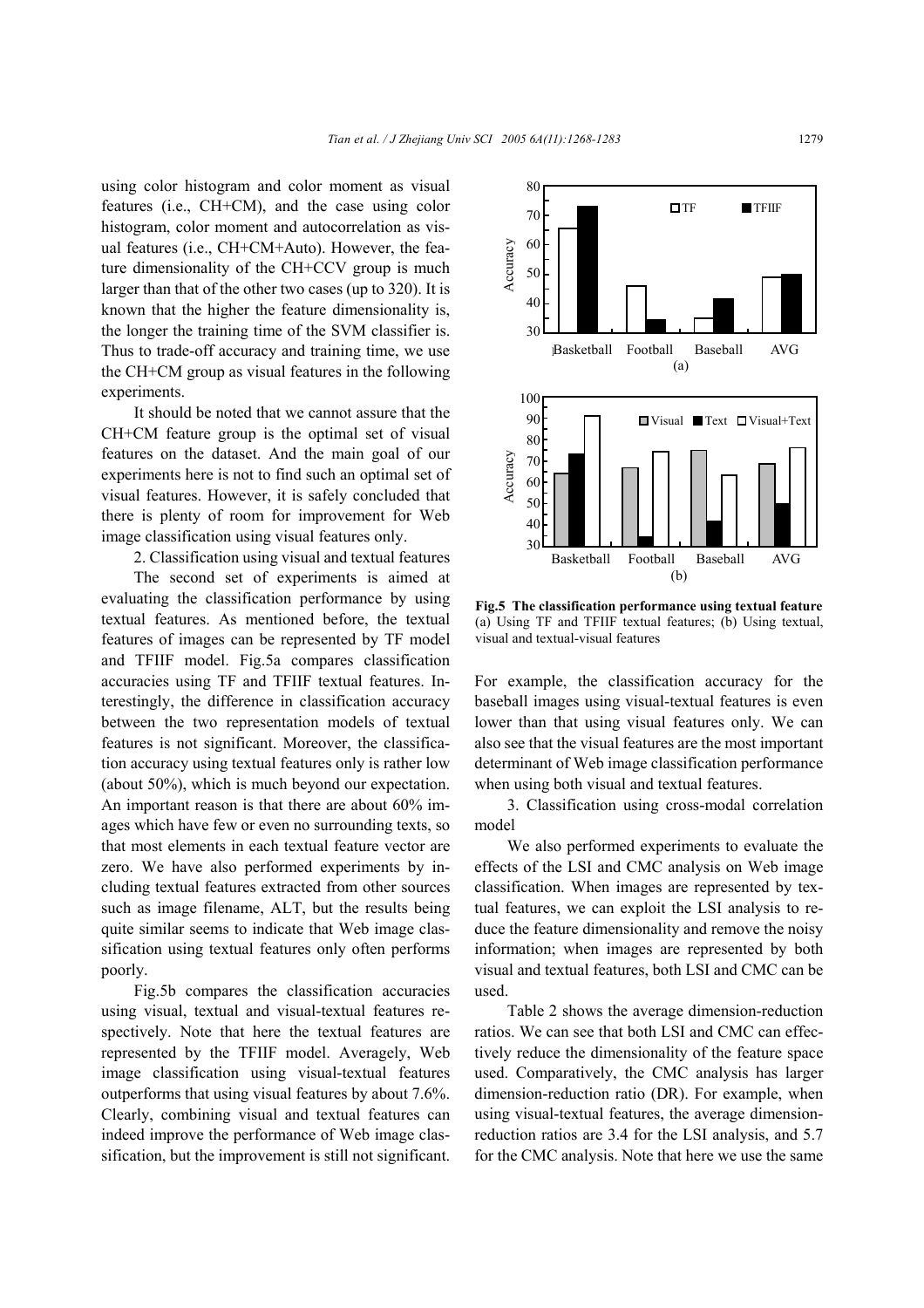using color histogram and color moment as visual features (i.e., CH+CM), and the case using color histogram, color moment and autocorrelation as visual features (i.e., CH+CM+Auto). However, the feature dimensionality of the CH+CCV group is much larger than that of the other two cases (up to 320). It is known that the higher the feature dimensionality is, the longer the training time of the SVM classifier is. Thus to trade-off accuracy and training time, we use the CH+CM group as visual features in the following experiments.

It should be noted that we cannot assure that the CH+CM feature group is the optimal set of visual features on the dataset. And the main goal of our experiments here is not to find such an optimal set of visual features. However, it is safely concluded that there is plenty of room for improvement for Web image classification using visual features only.

2. Classification using visual and textual features

The second set of experiments is aimed at evaluating the classification performance by using textual features. As mentioned before, the textual features of images can be represented by TF model and TFIIF model. Fig.5a compares classification accuracies using TF and TFIIF textual features. Interestingly, the difference in classification accuracy between the two representation models of textual features is not significant. Moreover, the classification accuracy using textual features only is rather low (about 50%), which is much beyond our expectation. An important reason is that there are about 60% images which have few or even no surrounding texts, so that most elements in each textual feature vector are zero. We have also performed experiments by including textual features extracted from other sources such as image filename, ALT, but the results being quite similar seems to indicate that Web image classification using textual features only often performs poorly.

Fig.5b compares the classification accuracies using visual, textual and visual-textual features respectively. Note that here the textual features are represented by the TFIIF model. Averagely, Web image classification using visual-textual features outperforms that using visual features by about 7.6%. Clearly, combining visual and textual features can indeed improve the performance of Web image classification, but the improvement is still not significant.

**Fig.5 The classification performance using textual feature**
(a) Using TF and TFIIF textual features; (b) Using textual, visual and textual-visual features

For example, the classification accuracy for the baseball images using visual-textual features is even lower than that using visual features only. We can also see that the visual features are the most important determinant of Web image classification performance when using both visual and textual features.

3. Classification using cross-modal correlation model

We also performed experiments to evaluate the effects of the LSI and CMC analysis on Web image classification. When images are represented by textual features, we can exploit the LSI analysis to reduce the feature dimensionality and remove the noisy information; when images are represented by both visual and textual features, both LSI and CMC can be used.

Table 2 shows the average dimension-reduction ratios. We can see that both LSI and CMC can effectively reduce the dimensionality of the feature space used. Comparatively, the CMC analysis has larger dimension-reduction ratio (DR). For example, when using visual-textual features, the average dimension-reduction ratios are 3.4 for the LSI analysis, and 5.7 for the CMC analysis. Note that here we use the same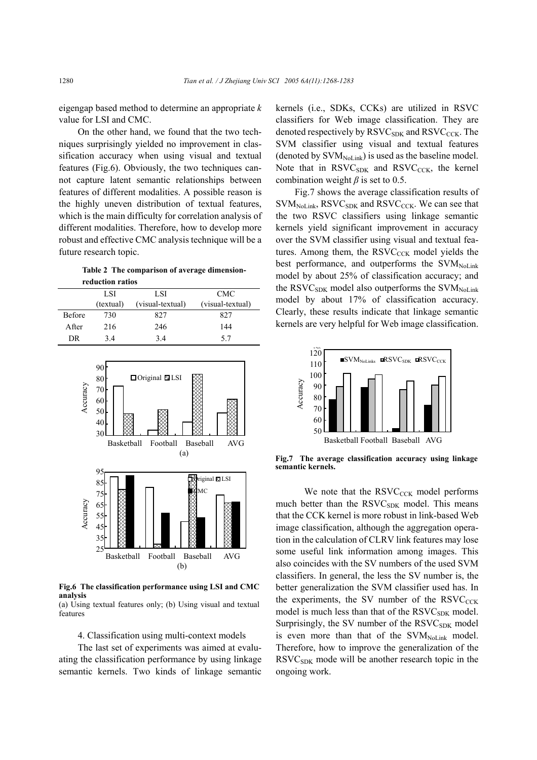eigengap based method to determine an appropriate $k$ value for LSI and CMC.

On the other hand, we found that the two techniques surprisingly yielded no improvement in classification accuracy when using visual and textual features (Fig.6). Obviously, the two techniques cannot capture latent semantic relationships between features of different modalities. A possible reason is the highly uneven distribution of textual features, which is the main difficulty for correlation analysis of different modalities. Therefore, how to develop more robust and effective CMC analysis technique will be a future research topic.

**Table 2 The comparison of average dimension-reduction ratios**

| | LSI (textual) | LSI (visual-textual) | CMC (visual-textual) |
|---|---|---|---|
| Before | 730 | 827 | 827 |
| After | 216 | 246 | 144 |
| DR | 3.4 | 3.4 | 5.7 |

**Fig.6 The classification performance using LSI and CMC analysis**
(a) Using textual features only; (b) Using visual and textual features

4. Classification using multi-context models

The last set of experiments was aimed at evaluating the classification performance by using linkage semantic kernels. Two kinds of linkage semantic kernels (i.e., SDKs, CCKs) are utilized in RSVC classifiers for Web image classification. They are denoted respectively by $\text{RSVC}_{\text{SDK}}$ and $\text{RSVC}_{\text{CCK}}$. The SVM classifier using visual and textual features (denoted by $\text{SVM}_{\text{NoLink}}$) is used as the baseline model. Note that in $\text{RSVC}_{\text{SDK}}$ and $\text{RSVC}_{\text{CCK}}$, the kernel combination weight $\beta$ is set to 0.5.

Fig.7 shows the average classification results of $\text{SVM}_{\text{NoLink}}$, $\text{RSVC}_{\text{SDK}}$ and $\text{RSVC}_{\text{CCK}}$. We can see that the two RSVC classifiers using linkage semantic kernels yield significant improvement in accuracy over the SVM classifier using visual and textual features. Among them, the $\text{RSVC}_{\text{CCK}}$ model yields the best performance, and outperforms the $\text{SVM}_{\text{NoLink}}$ model by about 25% of classification accuracy; and the $\text{RSVC}_{\text{SDK}}$ model also outperforms the $\text{SVM}_{\text{NoLink}}$ model by about 17% of classification accuracy. Clearly, these results indicate that linkage semantic kernels are very helpful for Web image classification.

**Fig.7 The average classification accuracy using linkage semantic kernels.**

We note that the $\text{RSVC}_{\text{CCK}}$ model performs much better than the $\text{RSVC}_{\text{SDK}}$ model. This means that the CCK kernel is more robust in link-based Web image classification, although the aggregation operation in the calculation of CLRV link features may lose some useful link information among images. This also coincides with the SV numbers of the used SVM classifiers. In general, the less the SV number is, the better generalization the SVM classifier used has. In the experiments, the SV number of the $\text{RSVC}_{\text{CCK}}$ model is much less than that of the $\text{RSVC}_{\text{SDK}}$ model. Surprisingly, the SV number of the $\text{RSVC}_{\text{SDK}}$ model is even more than that of the $\text{SVM}_{\text{NoLink}}$ model. Therefore, how to improve the generalization of the $\text{RSVC}_{\text{SDK}}$ mode will be another research topic in the ongoing work.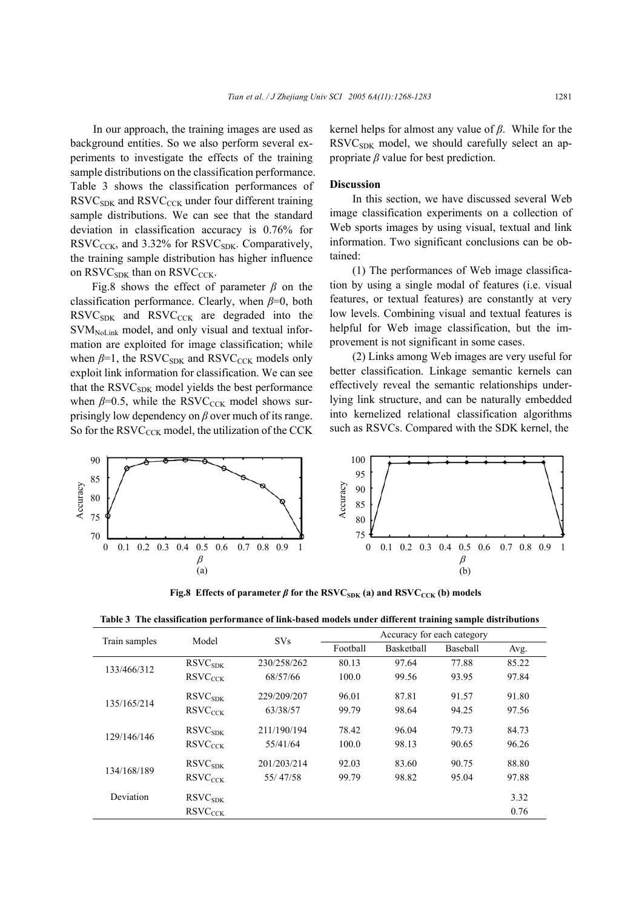In our approach, the training images are used as background entities. So we also perform several experiments to investigate the effects of the training sample distributions on the classification performance. Table 3 shows the classification performances of $RSVC_{SDK}$ and $RSVC_{CCK}$ under four different training sample distributions. We can see that the standard deviation in classification accuracy is 0.76% for $RSVC_{CCK}$, and 3.32% for $RSVC_{SDK}$. Comparatively, the training sample distribution has higher influence on $RSVC_{SDK}$ than on $RSVC_{CCK}$.

Fig.8 shows the effect of parameter $\beta$ on the classification performance. Clearly, when $\beta$=0, both $RSVC_{SDK}$ and $RSVC_{CCK}$ are degraded into the $SVM_{NoLink}$ model, and only visual and textual information are exploited for image classification; while when $\beta$=1, the $RSVC_{SDK}$ and $RSVC_{CCK}$ models only exploit link information for classification. We can see that the $RSVC_{SDK}$ model yields the best performance when $\beta$=0.5, while the $RSVC_{CCK}$ model shows surprisingly low dependency on $\beta$ over much of its range. So for the $RSVC_{CCK}$ model, the utilization of the CCK kernel helps for almost any value of $\beta$. While for the $RSVC_{SDK}$ model, we should carefully select an appropriate $\beta$ value for best prediction.

### Discussion

In this section, we have discussed several Web image classification experiments on a collection of Web sports images by using visual, textual and link information. Two significant conclusions can be obtained:

(1) The performances of Web image classification by using a single modal of features (i.e. visual features, or textual features) are constantly at very low levels. Combining visual and textual features is helpful for Web image classification, but the improvement is not significant in some cases.

(2) Links among Web images are very useful for better classification. Linkage semantic kernels can effectively reveal the semantic relationships underlying link structure, and can be naturally embedded into kernelized relational classification algorithms such as RSVCs. Compared with the SDK kernel, the

**Fig.8 Effects of parameter $\beta$ for the $RSVC_{SDK}$ (a) and $RSVC_{CCK}$ (b) models**

**Table 3 The classification performance of link-based models under different training sample distributions**

| Train samples | Model | SVs | Accuracy for each category | | | |
|---|---|---|---|---|---|---|
| | | | Football | Basketball | Baseball | Avg. |
| 133/466/312 | $RSVC_{SDK}$ | 230/258/262 | 80.13 | 97.64 | 77.88 | 85.22 |
| | $RSVC_{CCK}$ | 68/57/66 | 100.0 | 99.56 | 93.95 | 97.84 |
| 135/165/214 | $RSVC_{SDK}$ | 229/209/207 | 96.01 | 87.81 | 91.57 | 91.80 |
| | $RSVC_{CCK}$ | 63/38/57 | 99.79 | 98.64 | 94.25 | 97.56 |
| 129/146/146 | $RSVC_{SDK}$ | 211/190/194 | 78.42 | 96.04 | 79.73 | 84.73 |
| | $RSVC_{CCK}$ | 55/41/64 | 100.0 | 98.13 | 90.65 | 96.26 |
| 134/168/189 | $RSVC_{SDK}$ | 201/203/214 | 92.03 | 83.60 | 90.75 | 88.80 |
| | $RSVC_{CCK}$ | 55/ 47/58 | 99.79 | 98.82 | 95.04 | 97.88 |
| Deviation | $RSVC_{SDK}$ | | | | | 3.32 |
| | $RSVC_{CCK}$ | | | | | 0.76 |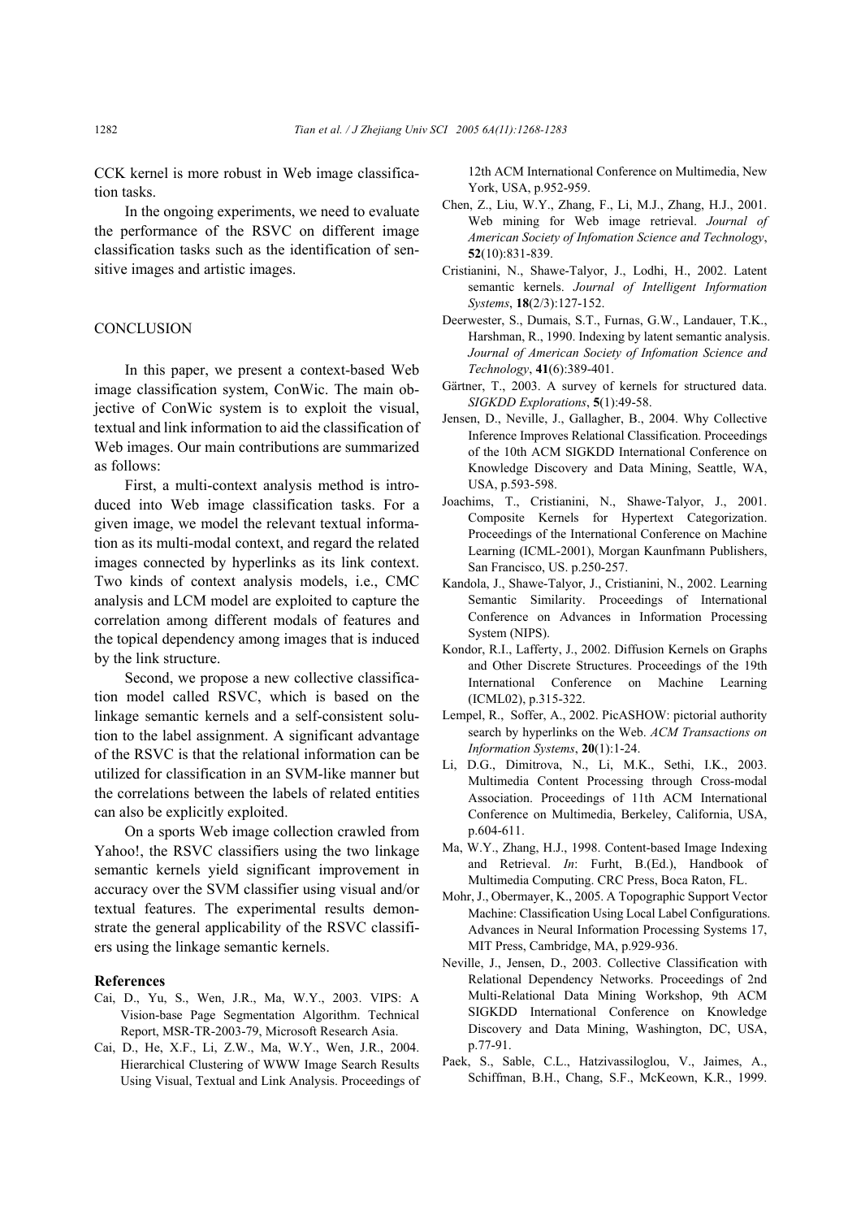CCK kernel is more robust in Web image classification tasks.

In the ongoing experiments, we need to evaluate the performance of the RSVC on different image classification tasks such as the identification of sensitive images and artistic images.

## CONCLUSION

In this paper, we present a context-based Web image classification system, ConWic. The main objective of ConWic system is to exploit the visual, textual and link information to aid the classification of Web images. Our main contributions are summarized as follows:

First, a multi-context analysis method is introduced into Web image classification tasks. For a given image, we model the relevant textual information as its multi-modal context, and regard the related images connected by hyperlinks as its link context. Two kinds of context analysis models, i.e., CMC analysis and LCM model are exploited to capture the correlation among different modals of features and the topical dependency among images that is induced by the link structure.

Second, we propose a new collective classification model called RSVC, which is based on the linkage semantic kernels and a self-consistent solution to the label assignment. A significant advantage of the RSVC is that the relational information can be utilized for classification in an SVM-like manner but the correlations between the labels of related entities can also be explicitly exploited.

On a sports Web image collection crawled from Yahoo!, the RSVC classifiers using the two linkage semantic kernels yield significant improvement in accuracy over the SVM classifier using visual and/or textual features. The experimental results demonstrate the general applicability of the RSVC classifiers using the linkage semantic kernels.

### References

Cai, D., Yu, S., Wen, J.R., Ma, W.Y., 2003. VIPS: A Vision-base Page Segmentation Algorithm. Technical Report, MSR-TR-2003-79, Microsoft Research Asia.

Cai, D., He, X.F., Li, Z.W., Ma, W.Y., Wen, J.R., 2004. Hierarchical Clustering of WWW Image Search Results Using Visual, Textual and Link Analysis. Proceedings of 12th ACM International Conference on Multimedia, New York, USA, p.952-959.

Chen, Z., Liu, W.Y., Zhang, F., Li, M.J., Zhang, H.J., 2001. Web mining for Web image retrieval. *Journal of American Society of Infomation Science and Technology*, **52**(10):831-839.

Cristianini, N., Shawe-Talyor, J., Lodhi, H., 2002. Latent semantic kernels. *Journal of Intelligent Information Systems*, **18**(2/3):127-152.

Deerwester, S., Dumais, S.T., Furnas, G.W., Landauer, T.K., Harshman, R., 1990. Indexing by latent semantic analysis. *Journal of American Society of Infomation Science and Technology*, **41**(6):389-401.

Gärtner, T., 2003. A survey of kernels for structured data. *SIGKDD Explorations*, **5**(1):49-58.

Jensen, D., Neville, J., Gallagher, B., 2004. Why Collective Inference Improves Relational Classification. Proceedings of the 10th ACM SIGKDD International Conference on Knowledge Discovery and Data Mining, Seattle, WA, USA, p.593-598.

Joachims, T., Cristianini, N., Shawe-Talyor, J., 2001. Composite Kernels for Hypertext Categorization. Proceedings of the International Conference on Machine Learning (ICML-2001), Morgan Kaufmann Publishers, San Francisco, US. p.250-257.

Kandola, J., Shawe-Talyor, J., Cristianini, N., 2002. Learning Semantic Similarity. Proceedings of International Conference on Advances in Information Processing System (NIPS).

Kondor, R.I., Lafferty, J., 2002. Diffusion Kernels on Graphs and Other Discrete Structures. Proceedings of the 19th International Conference on Machine Learning (ICML02), p.315-322.

Lempel, R., Soffer, A., 2002. PicASHOW: pictorial authority search by hyperlinks on the Web. *ACM Transactions on Information Systems*, **20**(1):1-24.

Li, D.G., Dimitrova, N., Li, M.K., Sethi, I.K., 2003. Multimedia Content Processing through Cross-modal Association. Proceedings of 11th ACM International Conference on Multimedia, Berkeley, California, USA, p.604-611.

Ma, W.Y., Zhang, H.J., 1998. Content-based Image Indexing and Retrieval. *In*: Furht, B.(Ed.), Handbook of Multimedia Computing. CRC Press, Boca Raton, FL.

Mohr, J., Obermayer, K., 2005. A Topographic Support Vector Machine: Classification Using Local Label Configurations. Advances in Neural Information Processing Systems 17, MIT Press, Cambridge, MA, p.929-936.

Neville, J., Jensen, D., 2003. Collective Classification with Relational Dependency Networks. Proceedings of 2nd Multi-Relational Data Mining Workshop, 9th ACM SIGKDD International Conference on Knowledge Discovery and Data Mining, Washington, DC, USA, p.77-91.

Paek, S., Sable, C.L., Hatzivassiloglou, V., Jaimes, A., Schiffman, B.H., Chang, S.F., McKeown, K.R., 1999.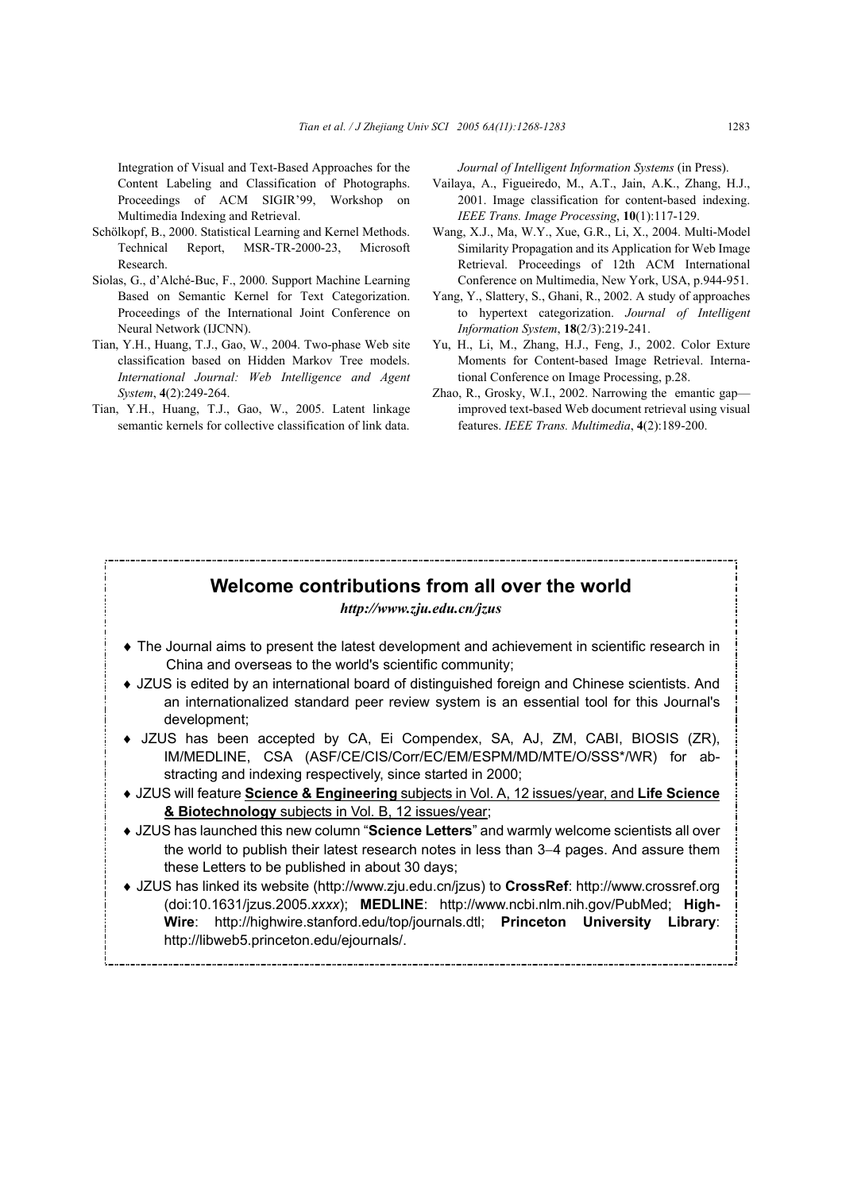Integration of Visual and Text-Based Approaches for the Content Labeling and Classification of Photographs. Proceedings of ACM SIGIR'99, Workshop on Multimedia Indexing and Retrieval.

Schölkopf, B., 2000. Statistical Learning and Kernel Methods. Technical Report, MSR-TR-2000-23, Microsoft Research.

Siolas, G., d'Alché-Buc, F., 2000. Support Machine Learning Based on Semantic Kernel for Text Categorization. Proceedings of the International Joint Conference on Neural Network (IJCNN).

Tian, Y.H., Huang, T.J., Gao, W., 2004. Two-phase Web site classification based on Hidden Markov Tree models. *International Journal: Web Intelligence and Agent System*, **4**(2):249-264.

Tian, Y.H., Huang, T.J., Gao, W., 2005. Latent linkage semantic kernels for collective classification of link data. *Journal of Intelligent Information Systems* (in Press).

Vailaya, A., Figueiredo, M., A.T., Jain, A.K., Zhang, H.J., 2001. Image classification for content-based indexing. *IEEE Trans. Image Processing*, **10**(1):117-129.

Wang, X.J., Ma, W.Y., Xue, G.R., Li, X., 2004. Multi-Model Similarity Propagation and its Application for Web Image Retrieval. Proceedings of 12th ACM International Conference on Multimedia, New York, USA, p.944-951.

Yang, Y., Slattery, S., Ghani, R., 2002. A study of approaches to hypertext categorization. *Journal of Intelligent Information System*, **18**(2/3):219-241.

Yu, H., Li, M., Zhang, H.J., Feng, J., 2002. Color Exture Moments for Content-based Image Retrieval. International Conference on Image Processing, p.28.

Zhao, R., Grosky, W.I., 2002. Narrowing the emantic gap—improved text-based Web document retrieval using visual features. *IEEE Trans. Multimedia*, **4**(2):189-200.

## Welcome contributions from all over the world

***http://www.zju.edu.cn/jzus***

- ♦ The Journal aims to present the latest development and achievement in scientific research in China and overseas to the world's scientific community;
- ♦ JZUS is edited by an international board of distinguished foreign and Chinese scientists. And an internationalized standard peer review system is an essential tool for this Journal's development;
- ♦ JZUS has been accepted by CA, Ei Compendex, SA, AJ, ZM, CABI, BIOSIS (ZR), IM/MEDLINE, CSA (ASF/CE/CIS/Corr/EC/EM/ESPM/MD/MTE/O/SSS*/WR) for abstracting and indexing respectively, since started in 2000;
- ♦ JZUS will feature **Science & Engineering** subjects in Vol. A, 12 issues/year, and **Life Science & Biotechnology** subjects in Vol. B, 12 issues/year;
- ♦ JZUS has launched this new column "**Science Letters**" and warmly welcome scientists all over the world to publish their latest research notes in less than 3–4 pages. And assure them these Letters to be published in about 30 days;
- ♦ JZUS has linked its website (http://www.zju.edu.cn/jzus) to **CrossRef**: http://www.crossref.org (doi:10.1631/jzus.2005.*xxxx*); **MEDLINE**: http://www.ncbi.nlm.nih.gov/PubMed; **HighWire**: http://highwire.stanford.edu/top/journals.dtl; **Princeton University Library**: http://libweb5.princeton.edu/ejournals/.